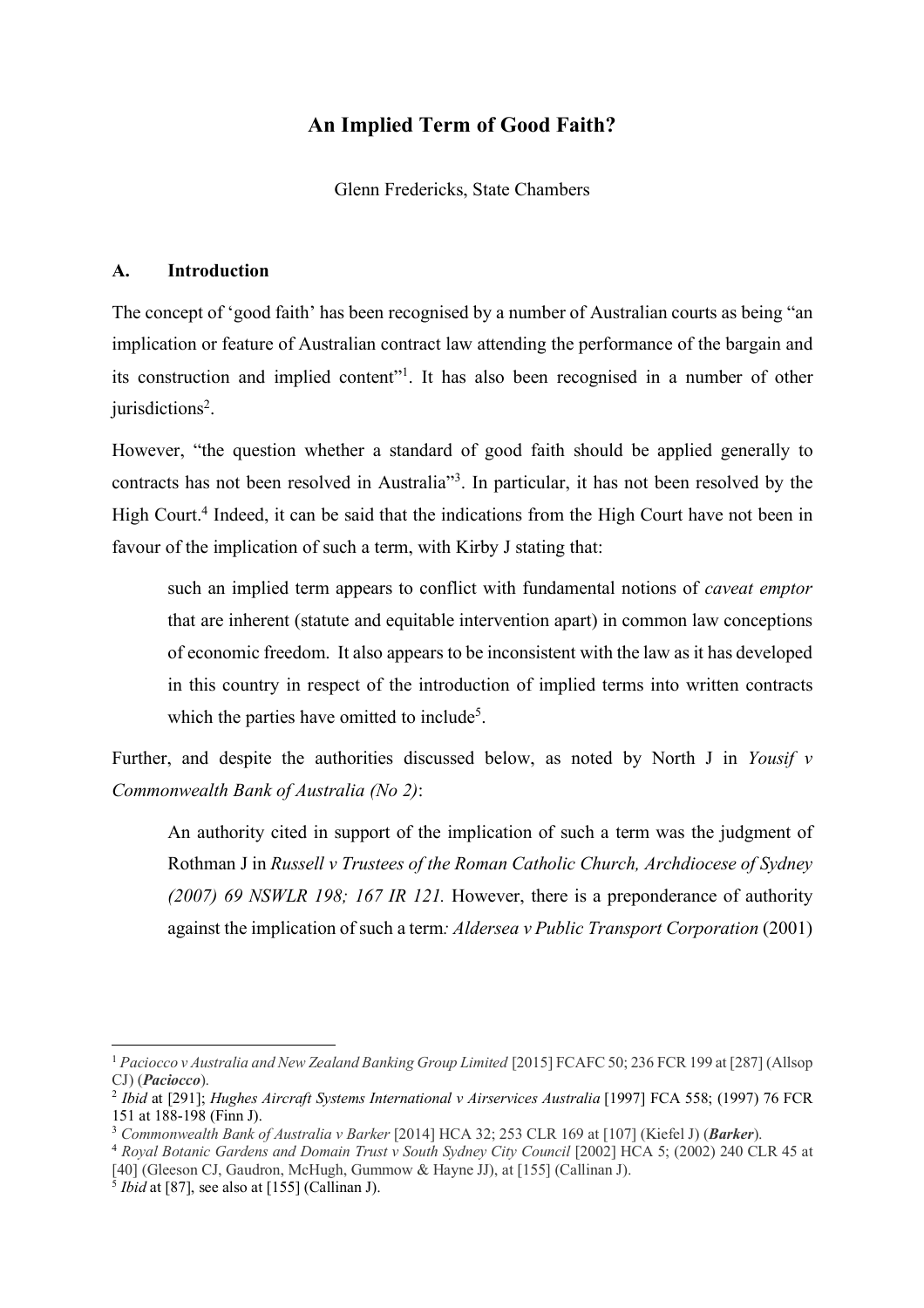# An Implied Term of Good Faith?

Glenn Fredericks, State Chambers

## A. Introduction

The concept of 'good faith' has been recognised by a number of Australian courts as being "an implication or feature of Australian contract law attending the performance of the bargain and its construction and implied content"[1]. It has also been recognised in a number of other jurisdictions[2].

However, "the question whether a standard of good faith should be applied generally to contracts has not been resolved in Australia"[3]. In particular, it has not been resolved by the High Court.[4] Indeed, it can be said that the indications from the High Court have not been in favour of the implication of such a term, with Kirby J stating that:

> such an implied term appears to conflict with fundamental notions of *caveat emptor* that are inherent (statute and equitable intervention apart) in common law conceptions of economic freedom. It also appears to be inconsistent with the law as it has developed in this country in respect of the introduction of implied terms into written contracts which the parties have omitted to include[5].

Further, and despite the authorities discussed below, as noted by North J in *Yousif v Commonwealth Bank of Australia (No 2)*:

> An authority cited in support of the implication of such a term was the judgment of Rothman J in *Russell v Trustees of the Roman Catholic Church, Archdiocese of Sydney (2007) 69 NSWLR 198; 167 IR 121.* However, there is a preponderance of authority against the implication of such a term*: Aldersea v Public Transport Corporation* (2001)

---

[1] *Paciocco v Australia and New Zealand Banking Group Limited* [2015] FCAFC 50; 236 FCR 199 at [287] (Allsop CJ) (***Paciocco***).

[2] *Ibid* at [291]; *Hughes Aircraft Systems International v Airservices Australia* [1997] FCA 558; (1997) 76 FCR 151 at 188-198 (Finn J).

[3] *Commonwealth Bank of Australia v Barker* [2014] HCA 32; 253 CLR 169 at [107] (Kiefel J) (***Barker***).

[4] *Royal Botanic Gardens and Domain Trust v South Sydney City Council* [2002] HCA 5; (2002) 240 CLR 45 at [40] (Gleeson CJ, Gaudron, McHugh, Gummow & Hayne JJ), at [155] (Callinan J).

[5] *Ibid* at [87], see also at [155] (Callinan J).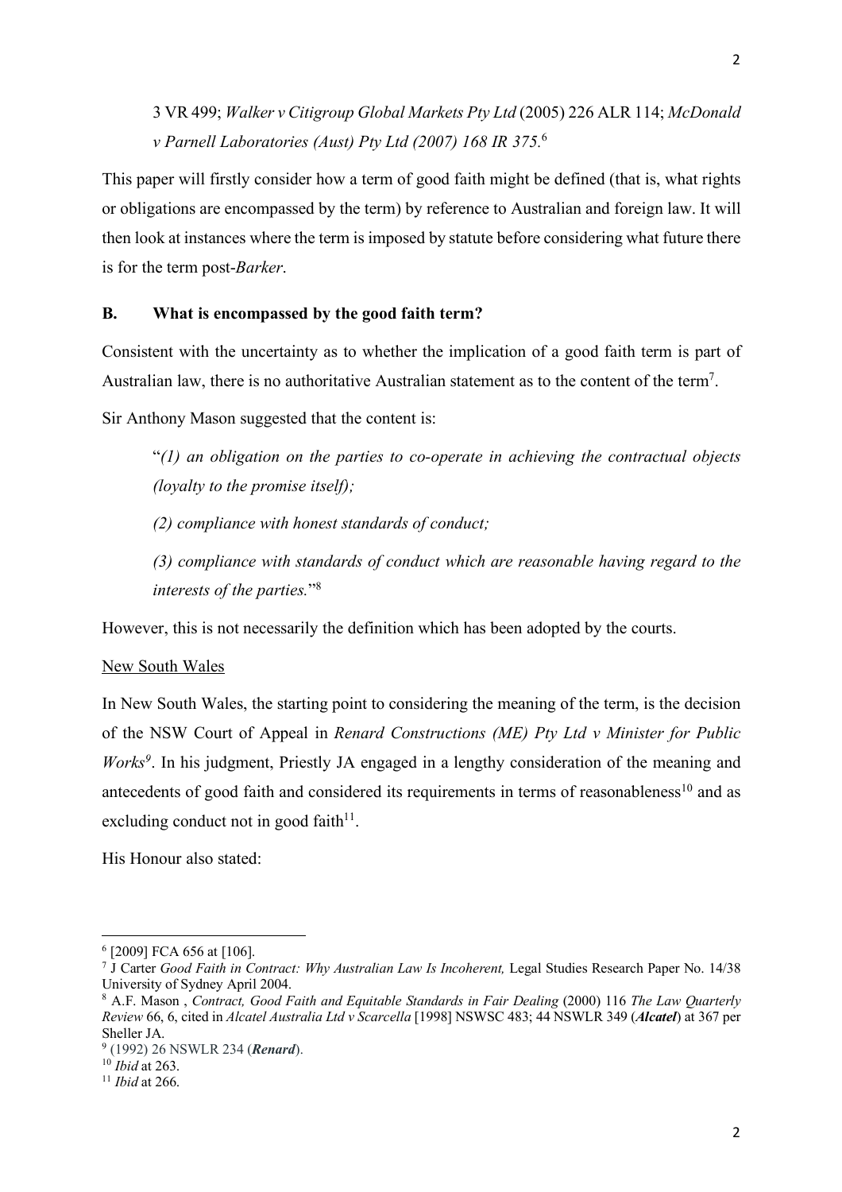3 VR 499; *Walker v Citigroup Global Markets Pty Ltd* (2005) 226 ALR 114; *McDonald v Parnell Laboratories (Aust) Pty Ltd (2007) 168 IR 375*.[6]

This paper will firstly consider how a term of good faith might be defined (that is, what rights or obligations are encompassed by the term) by reference to Australian and foreign law. It will then look at instances where the term is imposed by statute before considering what future there is for the term post-*Barker*.

## B. What is encompassed by the good faith term?

Consistent with the uncertainty as to whether the implication of a good faith term is part of Australian law, there is no authoritative Australian statement as to the content of the term[7].

Sir Anthony Mason suggested that the content is:

> "*(1) an obligation on the parties to co-operate in achieving the contractual objects (loyalty to the promise itself);*
>
> *(2) compliance with honest standards of conduct;*
>
> *(3) compliance with standards of conduct which are reasonable having regard to the interests of the parties.*"[8]

However, this is not necessarily the definition which has been adopted by the courts.

<u>New South Wales</u>

In New South Wales, the starting point to considering the meaning of the term, is the decision of the NSW Court of Appeal in *Renard Constructions (ME) Pty Ltd v Minister for Public Works*[9]. In his judgment, Priestly JA engaged in a lengthy consideration of the meaning and antecedents of good faith and considered its requirements in terms of reasonableness[10] and as excluding conduct not in good faith[11].

His Honour also stated:

---

[6] [2009] FCA 656 at [106].

[7] J Carter *Good Faith in Contract: Why Australian Law Is Incoherent,* Legal Studies Research Paper No. 14/38 University of Sydney April 2004.

[8] A.F. Mason , *Contract, Good Faith and Equitable Standards in Fair Dealing* (2000) 116 *The Law Quarterly Review* 66, 6, cited in *Alcatel Australia Ltd v Scarcella* [1998] NSWSC 483; 44 NSWLR 349 (***Alcatel***) at 367 per Sheller JA.

[9] (1992) 26 NSWLR 234 (***Renard***).

[10] *Ibid* at 263.

[11] *Ibid* at 266.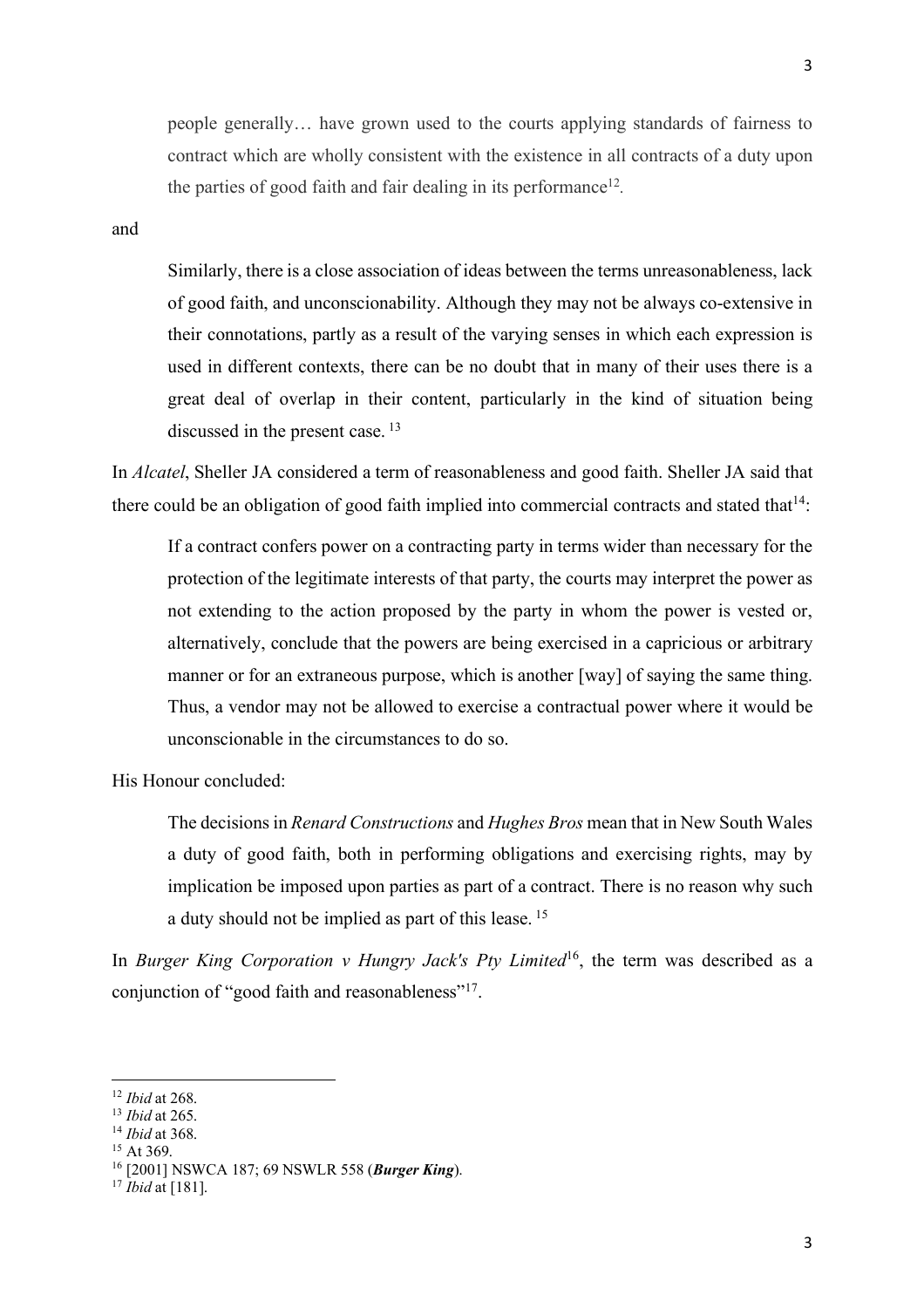> people generally… have grown used to the courts applying standards of fairness to contract which are wholly consistent with the existence in all contracts of a duty upon the parties of good faith and fair dealing in its performance[12].

and

> Similarly, there is a close association of ideas between the terms unreasonableness, lack of good faith, and unconscionability. Although they may not be always co-extensive in their connotations, partly as a result of the varying senses in which each expression is used in different contexts, there can be no doubt that in many of their uses there is a great deal of overlap in their content, particularly in the kind of situation being discussed in the present case. [13]

In *Alcatel*, Sheller JA considered a term of reasonableness and good faith. Sheller JA said that there could be an obligation of good faith implied into commercial contracts and stated that[14]:

> If a contract confers power on a contracting party in terms wider than necessary for the protection of the legitimate interests of that party, the courts may interpret the power as not extending to the action proposed by the party in whom the power is vested or, alternatively, conclude that the powers are being exercised in a capricious or arbitrary manner or for an extraneous purpose, which is another [way] of saying the same thing. Thus, a vendor may not be allowed to exercise a contractual power where it would be unconscionable in the circumstances to do so.

His Honour concluded:

> The decisions in *Renard Constructions* and *Hughes Bros* mean that in New South Wales a duty of good faith, both in performing obligations and exercising rights, may by implication be imposed upon parties as part of a contract. There is no reason why such a duty should not be implied as part of this lease. [15]

In *Burger King Corporation v Hungry Jack's Pty Limited*[16], the term was described as a conjunction of "good faith and reasonableness"[17].

---

[12] *Ibid* at 268.
[13] *Ibid* at 265.
[14] *Ibid* at 368.
[15] At 369.
[16] [2001] NSWCA 187; 69 NSWLR 558 (***Burger King***).
[17] *Ibid* at [181].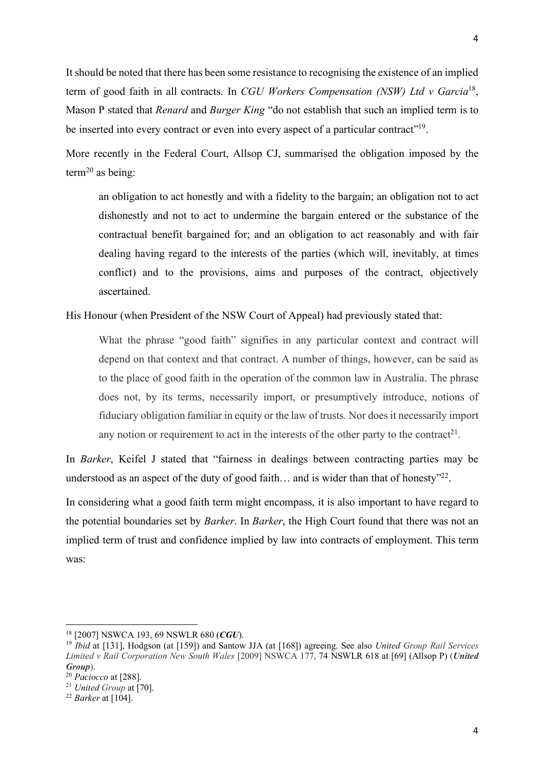It should be noted that there has been some resistance to recognising the existence of an implied term of good faith in all contracts. In *CGU Workers Compensation (NSW) Ltd v Garcia*[18], Mason P stated that *Renard* and *Burger King* "do not establish that such an implied term is to be inserted into every contract or even into every aspect of a particular contract"[19].

More recently in the Federal Court, Allsop CJ, summarised the obligation imposed by the term[20] as being:

> an obligation to act honestly and with a fidelity to the bargain; an obligation not to act dishonestly and not to act to undermine the bargain entered or the substance of the contractual benefit bargained for; and an obligation to act reasonably and with fair dealing having regard to the interests of the parties (which will, inevitably, at times conflict) and to the provisions, aims and purposes of the contract, objectively ascertained.

His Honour (when President of the NSW Court of Appeal) had previously stated that:

> What the phrase "good faith" signifies in any particular context and contract will depend on that context and that contract. A number of things, however, can be said as to the place of good faith in the operation of the common law in Australia. The phrase does not, by its terms, necessarily import, or presumptively introduce, notions of fiduciary obligation familiar in equity or the law of trusts. Nor does it necessarily import any notion or requirement to act in the interests of the other party to the contract[21].

In *Barker*, Keifel J stated that "fairness in dealings between contracting parties may be understood as an aspect of the duty of good faith… and is wider than that of honesty"[22].

In considering what a good faith term might encompass, it is also important to have regard to the potential boundaries set by *Barker*. In *Barker*, the High Court found that there was not an implied term of trust and confidence implied by law into contracts of employment. This term was:

---

[18] [2007] NSWCA 193, 69 NSWLR 680 (***CGU***).

[19] *Ibid* at [131], Hodgson (at [159]) and Santow JJA (at [168]) agreeing. See also *United Group Rail Services Limited v Rail Corporation New South Wales* [2009] NSWCA 177, 74 NSWLR 618 at [69] (Allsop P) (***United Group***).

[20] *Paciocco* at [288].

[21] *United Group* at [70].

[22] *Barker* at [104].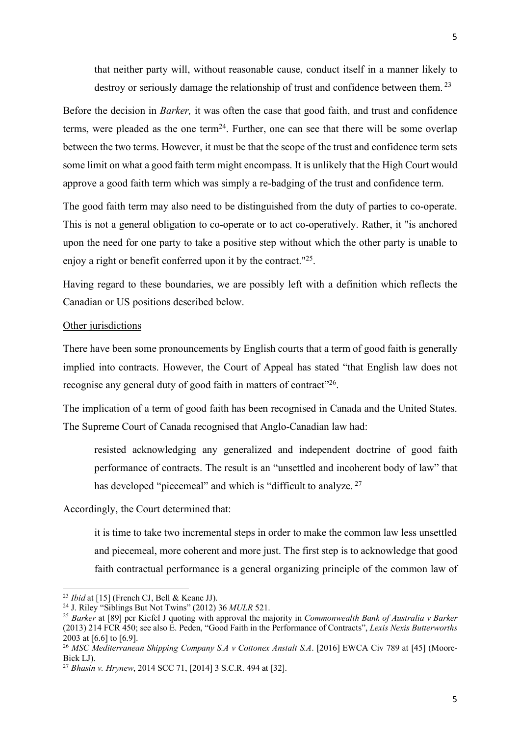> that neither party will, without reasonable cause, conduct itself in a manner likely to destroy or seriously damage the relationship of trust and confidence between them. [23]

Before the decision in *Barker,* it was often the case that good faith, and trust and confidence terms, were pleaded as the one term[24]. Further, one can see that there will be some overlap between the two terms. However, it must be that the scope of the trust and confidence term sets some limit on what a good faith term might encompass. It is unlikely that the High Court would approve a good faith term which was simply a re-badging of the trust and confidence term.

The good faith term may also need to be distinguished from the duty of parties to co-operate. This is not a general obligation to co-operate or to act co-operatively. Rather, it "is anchored upon the need for one party to take a positive step without which the other party is unable to enjoy a right or benefit conferred upon it by the contract."[25].

Having regard to these boundaries, we are possibly left with a definition which reflects the Canadian or US positions described below.

Other jurisdictions

There have been some pronouncements by English courts that a term of good faith is generally implied into contracts. However, the Court of Appeal has stated "that English law does not recognise any general duty of good faith in matters of contract"[26].

The implication of a term of good faith has been recognised in Canada and the United States. The Supreme Court of Canada recognised that Anglo-Canadian law had:

> resisted acknowledging any generalized and independent doctrine of good faith performance of contracts. The result is an "unsettled and incoherent body of law" that has developed "piecemeal" and which is "difficult to analyze. [27]

Accordingly, the Court determined that:

> it is time to take two incremental steps in order to make the common law less unsettled and piecemeal, more coherent and more just. The first step is to acknowledge that good faith contractual performance is a general organizing principle of the common law of

---

[23] *Ibid* at [15] (French CJ, Bell & Keane JJ).

[24] J. Riley "Siblings But Not Twins" (2012) 36 *MULR* 521.

[25] *Barker* at [89] per Kiefel J quoting with approval the majority in *Commonwealth Bank of Australia v Barker* (2013) 214 FCR 450; see also E. Peden, "Good Faith in the Performance of Contracts", *Lexis Nexis Butterworths* 2003 at [6.6] to [6.9].

[26] *MSC Mediterranean Shipping Company S.A v Cottonex Anstalt S.A*. [2016] EWCA Civ 789 at [45] (Moore-Bick LJ).

[27] *Bhasin v. Hrynew*, 2014 SCC 71, [2014] 3 S.C.R. 494 at [32].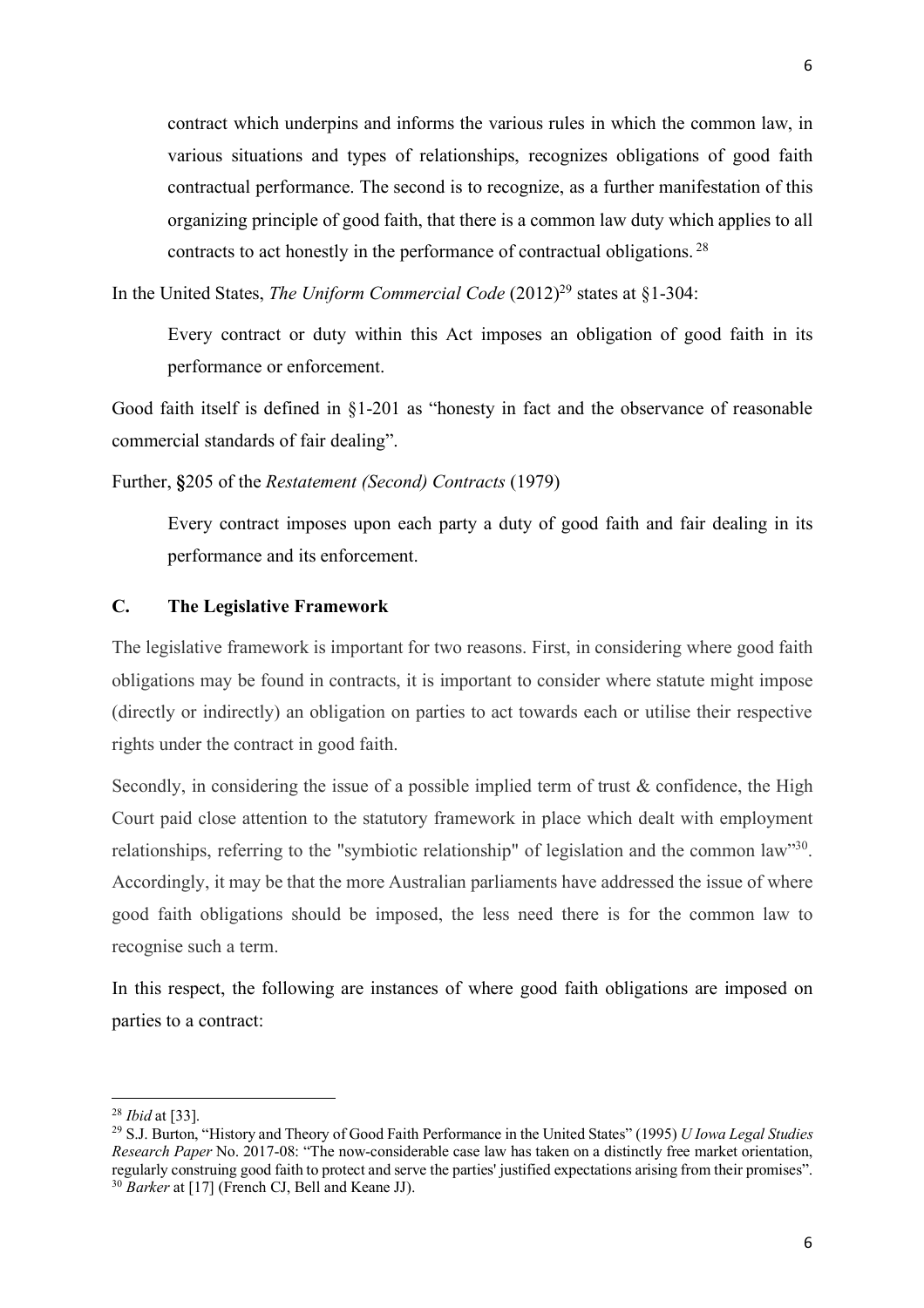> contract which underpins and informs the various rules in which the common law, in various situations and types of relationships, recognizes obligations of good faith contractual performance. The second is to recognize, as a further manifestation of this organizing principle of good faith, that there is a common law duty which applies to all contracts to act honestly in the performance of contractual obligations. [28]

In the United States, *The Uniform Commercial Code* (2012)[29] states at §1-304:

> Every contract or duty within this Act imposes an obligation of good faith in its performance or enforcement.

Good faith itself is defined in §1-201 as "honesty in fact and the observance of reasonable commercial standards of fair dealing".

Further, **§**205 of the *Restatement (Second) Contracts* (1979)

> Every contract imposes upon each party a duty of good faith and fair dealing in its performance and its enforcement.

### C. The Legislative Framework

The legislative framework is important for two reasons. First, in considering where good faith obligations may be found in contracts, it is important to consider where statute might impose (directly or indirectly) an obligation on parties to act towards each or utilise their respective rights under the contract in good faith.

Secondly, in considering the issue of a possible implied term of trust & confidence, the High Court paid close attention to the statutory framework in place which dealt with employment relationships, referring to the "symbiotic relationship" of legislation and the common law"[30]. Accordingly, it may be that the more Australian parliaments have addressed the issue of where good faith obligations should be imposed, the less need there is for the common law to recognise such a term.

In this respect, the following are instances of where good faith obligations are imposed on parties to a contract:

---

[28] *Ibid* at [33].

[29] S.J. Burton, "History and Theory of Good Faith Performance in the United States" (1995) *U Iowa Legal Studies Research Paper* No. 2017-08: "The now-considerable case law has taken on a distinctly free market orientation, regularly construing good faith to protect and serve the parties' justified expectations arising from their promises".

[30] *Barker* at [17] (French CJ, Bell and Keane JJ).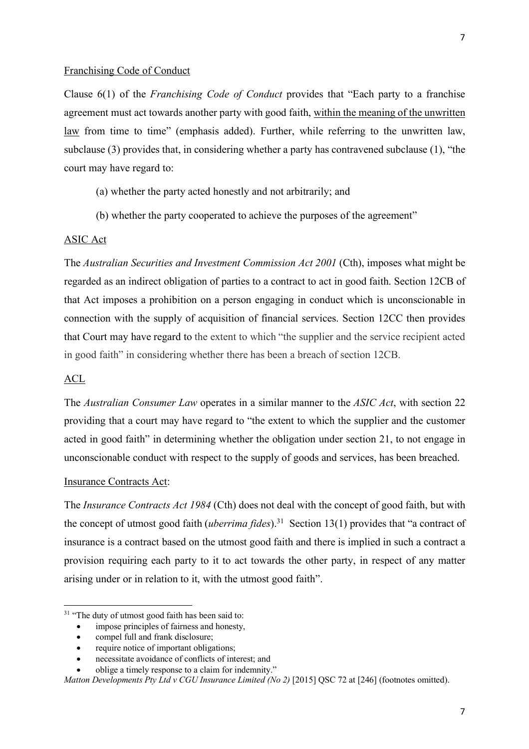<u>Franchising Code of Conduct</u>

Clause 6(1) of the *Franchising Code of Conduct* provides that "Each party to a franchise agreement must act towards another party with good faith, <u>within the meaning of the unwritten law</u> from time to time" (emphasis added). Further, while referring to the unwritten law, subclause (3) provides that, in considering whether a party has contravened subclause (1), "the court may have regard to:

(a) whether the party acted honestly and not arbitrarily; and

(b) whether the party cooperated to achieve the purposes of the agreement"

<u>ASIC Act</u>

The *Australian Securities and Investment Commission Act 2001* (Cth), imposes what might be regarded as an indirect obligation of parties to a contract to act in good faith. Section 12CB of that Act imposes a prohibition on a person engaging in conduct which is unconscionable in connection with the supply of acquisition of financial services. Section 12CC then provides that Court may have regard to the extent to which "the supplier and the service recipient acted in good faith" in considering whether there has been a breach of section 12CB.

<u>ACL</u>

The *Australian Consumer Law* operates in a similar manner to the *ASIC Act*, with section 22 providing that a court may have regard to "the extent to which the supplier and the customer acted in good faith" in determining whether the obligation under section 21, to not engage in unconscionable conduct with respect to the supply of goods and services, has been breached.

<u>Insurance Contracts Act</u>:

The *Insurance Contracts Act 1984* (Cth) does not deal with the concept of good faith, but with the concept of utmost good faith (*uberrima fides*).[31] Section 13(1) provides that "a contract of insurance is a contract based on the utmost good faith and there is implied in such a contract a provision requiring each party to it to act towards the other party, in respect of any matter arising under or in relation to it, with the utmost good faith".

---

[31] "The duty of utmost good faith has been said to:

- impose principles of fairness and honesty,
- compel full and frank disclosure;
- require notice of important obligations;
- necessitate avoidance of conflicts of interest; and
- oblige a timely response to a claim for indemnity."

*Matton Developments Pty Ltd v CGU Insurance Limited (No 2)* [2015] QSC 72 at [246] (footnotes omitted).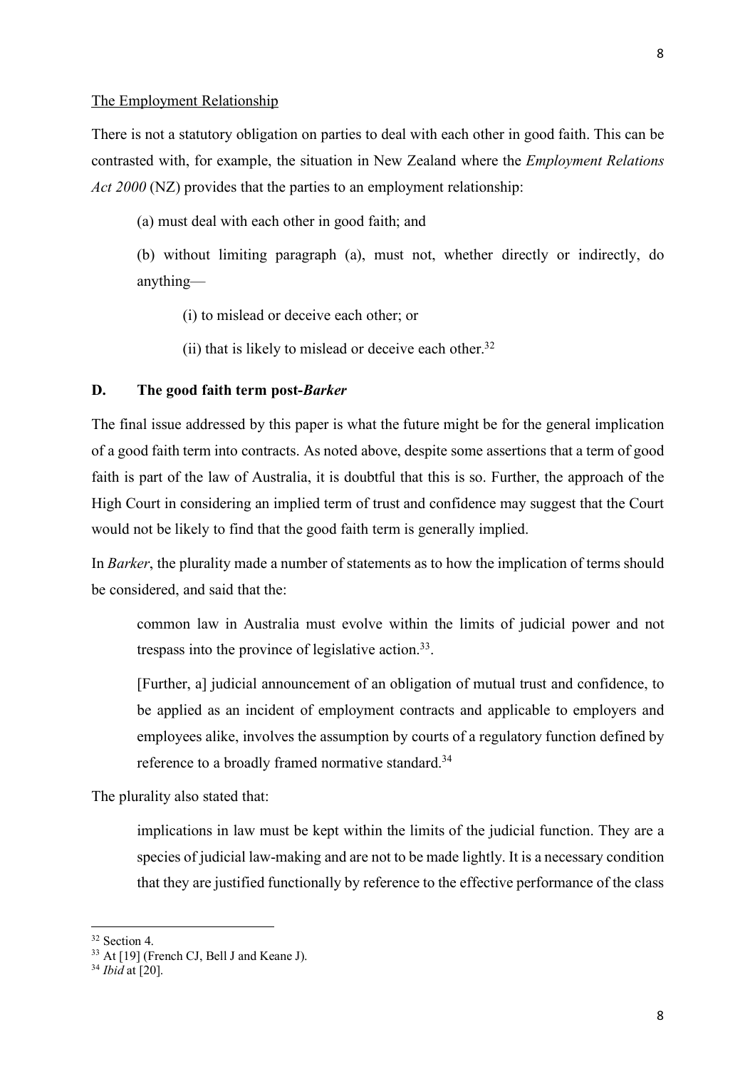The Employment Relationship

There is not a statutory obligation on parties to deal with each other in good faith. This can be contrasted with, for example, the situation in New Zealand where the *Employment Relations Act 2000* (NZ) provides that the parties to an employment relationship:

> (a) must deal with each other in good faith; and
>
> (b) without limiting paragraph (a), must not, whether directly or indirectly, do anything—
>
> > (i) to mislead or deceive each other; or
> >
> > (ii) that is likely to mislead or deceive each other.[32]

## D. The good faith term post-*Barker*

The final issue addressed by this paper is what the future might be for the general implication of a good faith term into contracts. As noted above, despite some assertions that a term of good faith is part of the law of Australia, it is doubtful that this is so. Further, the approach of the High Court in considering an implied term of trust and confidence may suggest that the Court would not be likely to find that the good faith term is generally implied.

In *Barker*, the plurality made a number of statements as to how the implication of terms should be considered, and said that the:

> common law in Australia must evolve within the limits of judicial power and not trespass into the province of legislative action.[33].
>
> [Further, a] judicial announcement of an obligation of mutual trust and confidence, to be applied as an incident of employment contracts and applicable to employers and employees alike, involves the assumption by courts of a regulatory function defined by reference to a broadly framed normative standard.[34]

The plurality also stated that:

> implications in law must be kept within the limits of the judicial function. They are a species of judicial law-making and are not to be made lightly. It is a necessary condition that they are justified functionally by reference to the effective performance of the class

---

[32] Section 4.

[33] At [19] (French CJ, Bell J and Keane J).

[34] *Ibid* at [20].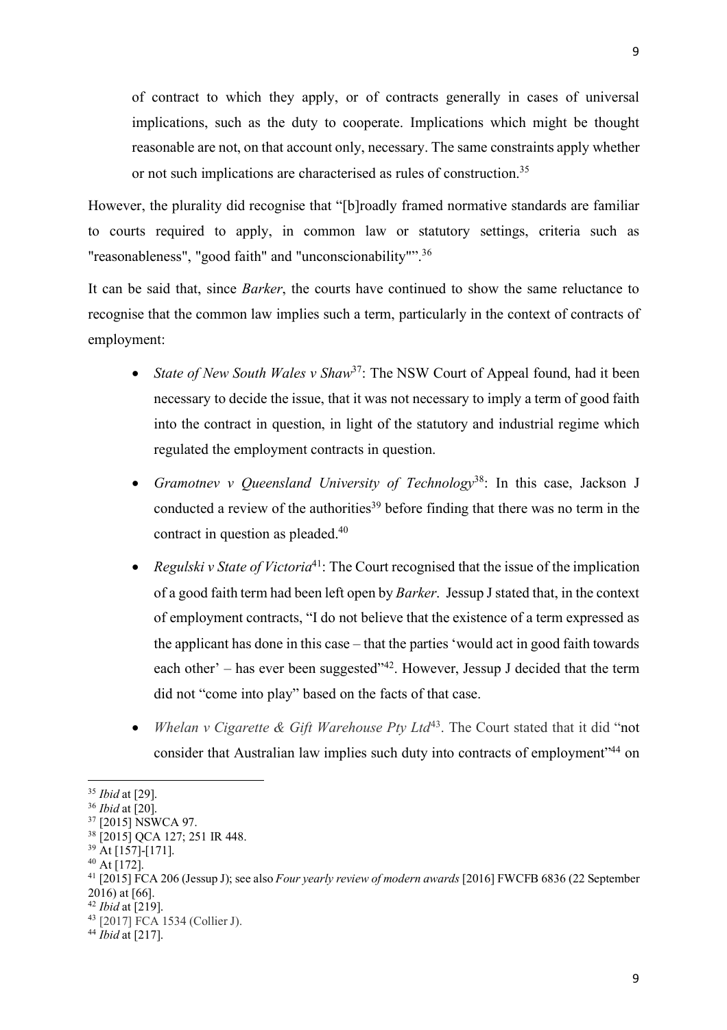of contract to which they apply, or of contracts generally in cases of universal implications, such as the duty to cooperate. Implications which might be thought reasonable are not, on that account only, necessary. The same constraints apply whether or not such implications are characterised as rules of construction.[35]

However, the plurality did recognise that "[b]roadly framed normative standards are familiar to courts required to apply, in common law or statutory settings, criteria such as "reasonableness", "good faith" and "unconscionability"".[36]

It can be said that, since *Barker*, the courts have continued to show the same reluctance to recognise that the common law implies such a term, particularly in the context of contracts of employment:

- *State of New South Wales v Shaw*[37]: The NSW Court of Appeal found, had it been necessary to decide the issue, that it was not necessary to imply a term of good faith into the contract in question, in light of the statutory and industrial regime which regulated the employment contracts in question.
- *Gramotnev v Queensland University of Technology*[38]: In this case, Jackson J conducted a review of the authorities[39] before finding that there was no term in the contract in question as pleaded.[40]
- *Regulski v State of Victoria*[41]: The Court recognised that the issue of the implication of a good faith term had been left open by *Barker*. Jessup J stated that, in the context of employment contracts, "I do not believe that the existence of a term expressed as the applicant has done in this case – that the parties 'would act in good faith towards each other' – has ever been suggested"[42]. However, Jessup J decided that the term did not "come into play" based on the facts of that case.
- *Whelan v Cigarette & Gift Warehouse Pty Ltd*[43]. The Court stated that it did "not consider that Australian law implies such duty into contracts of employment"[44] on

---

[35] *Ibid* at [29].
[36] *Ibid* at [20].
[37] [2015] NSWCA 97.
[38] [2015] QCA 127; 251 IR 448.
[39] At [157]-[171].
[40] At [172].
[41] [2015] FCA 206 (Jessup J); see also *Four yearly review of modern awards* [2016] FWCFB 6836 (22 September 2016) at [66].
[42] *Ibid* at [219].
[43] [2017] FCA 1534 (Collier J).
[44] *Ibid* at [217].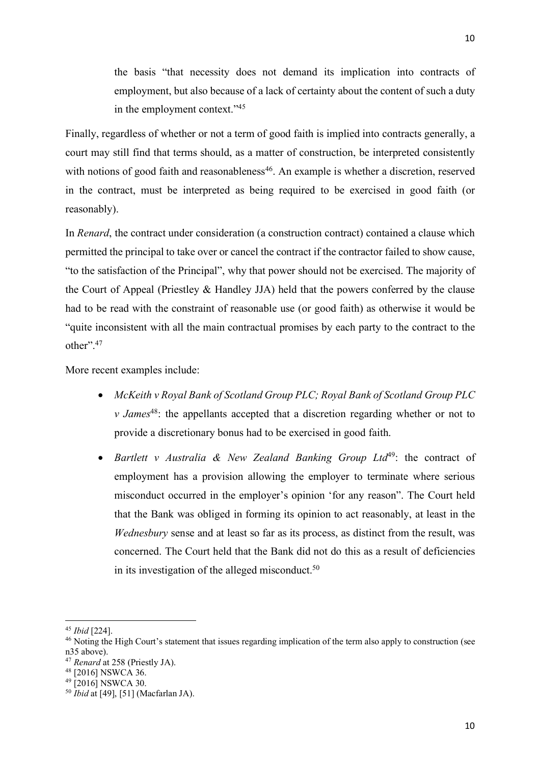the basis "that necessity does not demand its implication into contracts of employment, but also because of a lack of certainty about the content of such a duty in the employment context."[45]

Finally, regardless of whether or not a term of good faith is implied into contracts generally, a court may still find that terms should, as a matter of construction, be interpreted consistently with notions of good faith and reasonableness[46]. An example is whether a discretion, reserved in the contract, must be interpreted as being required to be exercised in good faith (or reasonably).

In *Renard*, the contract under consideration (a construction contract) contained a clause which permitted the principal to take over or cancel the contract if the contractor failed to show cause, "to the satisfaction of the Principal", why that power should not be exercised. The majority of the Court of Appeal (Priestley & Handley JJA) held that the powers conferred by the clause had to be read with the constraint of reasonable use (or good faith) as otherwise it would be "quite inconsistent with all the main contractual promises by each party to the contract to the other".[47]

More recent examples include:

- *McKeith v Royal Bank of Scotland Group PLC; Royal Bank of Scotland Group PLC v James*[48]: the appellants accepted that a discretion regarding whether or not to provide a discretionary bonus had to be exercised in good faith.
- *Bartlett v Australia & New Zealand Banking Group Ltd*[49]: the contract of employment has a provision allowing the employer to terminate where serious misconduct occurred in the employer's opinion 'for any reason". The Court held that the Bank was obliged in forming its opinion to act reasonably, at least in the *Wednesbury* sense and at least so far as its process, as distinct from the result, was concerned. The Court held that the Bank did not do this as a result of deficiencies in its investigation of the alleged misconduct.[50]

---

[45] *Ibid* [224].

[46] Noting the High Court's statement that issues regarding implication of the term also apply to construction (see n35 above).

[47] *Renard* at 258 (Priestly JA).

[48] [2016] NSWCA 36.

[49] [2016] NSWCA 30.

[50] *Ibid* at [49], [51] (Macfarlan JA).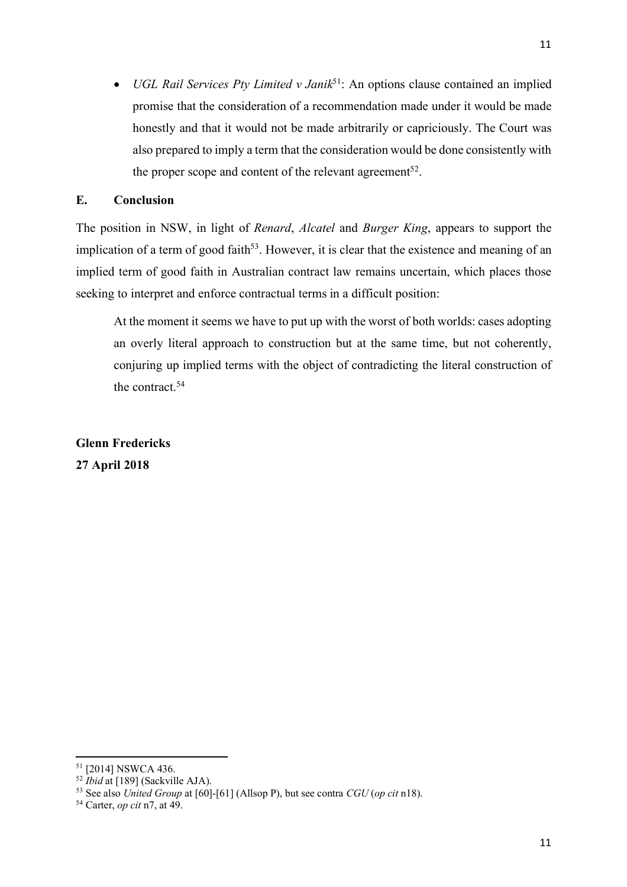- *UGL Rail Services Pty Limited v Janik*[51]: An options clause contained an implied promise that the consideration of a recommendation made under it would be made honestly and that it would not be made arbitrarily or capriciously. The Court was also prepared to imply a term that the consideration would be done consistently with the proper scope and content of the relevant agreement[52].

## E. Conclusion

The position in NSW, in light of *Renard*, *Alcatel* and *Burger King*, appears to support the implication of a term of good faith[53]. However, it is clear that the existence and meaning of an implied term of good faith in Australian contract law remains uncertain, which places those seeking to interpret and enforce contractual terms in a difficult position:

> At the moment it seems we have to put up with the worst of both worlds: cases adopting an overly literal approach to construction but at the same time, but not coherently, conjuring up implied terms with the object of contradicting the literal construction of the contract.[54]

**Glenn Fredericks**
**27 April 2018**

---

[51] [2014] NSWCA 436.
[52] *Ibid* at [189] (Sackville AJA).
[53] See also *United Group* at [60]-[61] (Allsop P), but see contra *CGU* (*op cit* n18).
[54] Carter, *op cit* n7, at 49.